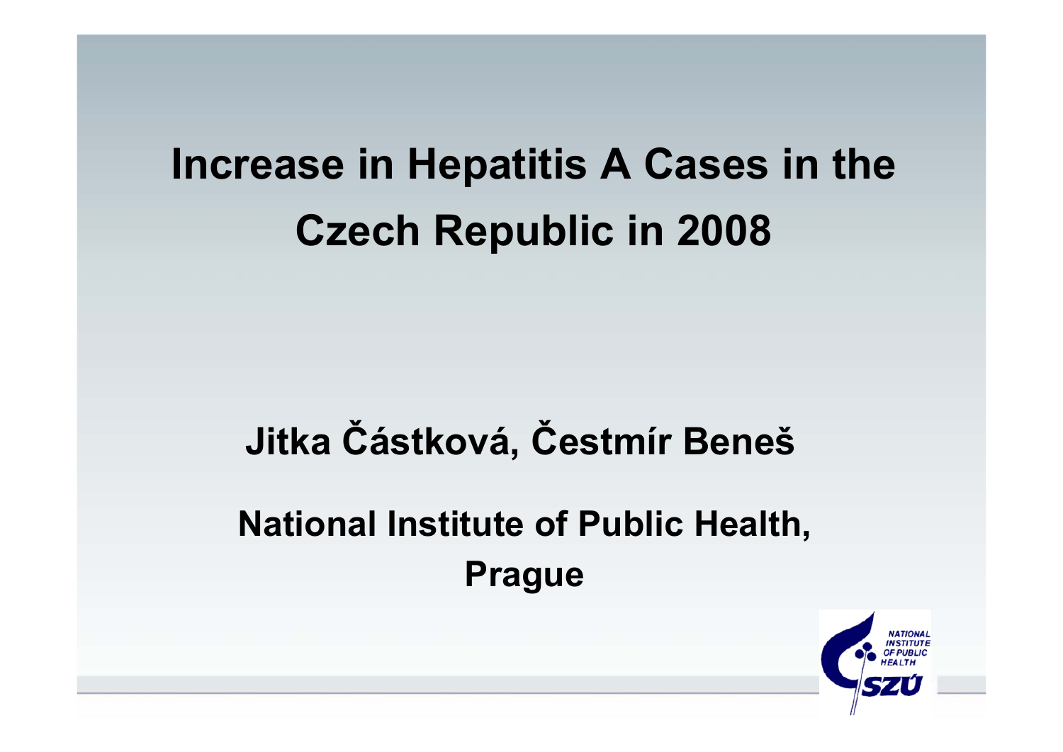# Increase in Hepatitis A Cases in the Czech Republic in 2008

**Jitka Částková, Čestmír Beneš**

**National Institute of Public Health, Prague**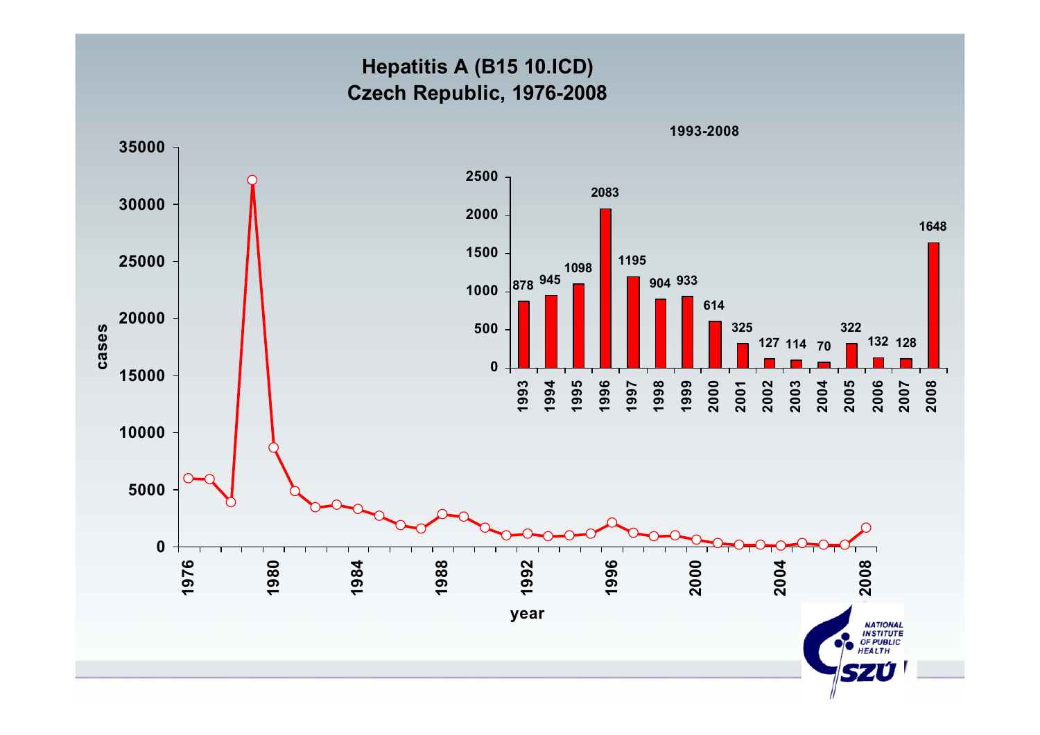# Hepatitis A (B15 10.ICD)
## Czech Republic, 1976-2008

**1993-2008**

| Year | Cases |
|---|---|
| 1993 | 878 |
| 1994 | 945 |
| 1995 | 1098 |
| 1996 | 2083 |
| 1997 | 1195 |
| 1998 | 904 |
| 1999 | 933 |
| 2000 | 614 |
| 2001 | 325 |
| 2002 | 127 |
| 2003 | 114 |
| 2004 | 70 |
| 2005 | 322 |
| 2006 | 132 |
| 2007 | 128 |
| 2008 | 1648 |

cases

year

NATIONAL INSTITUTE OF PUBLIC HEALTH

SZÚ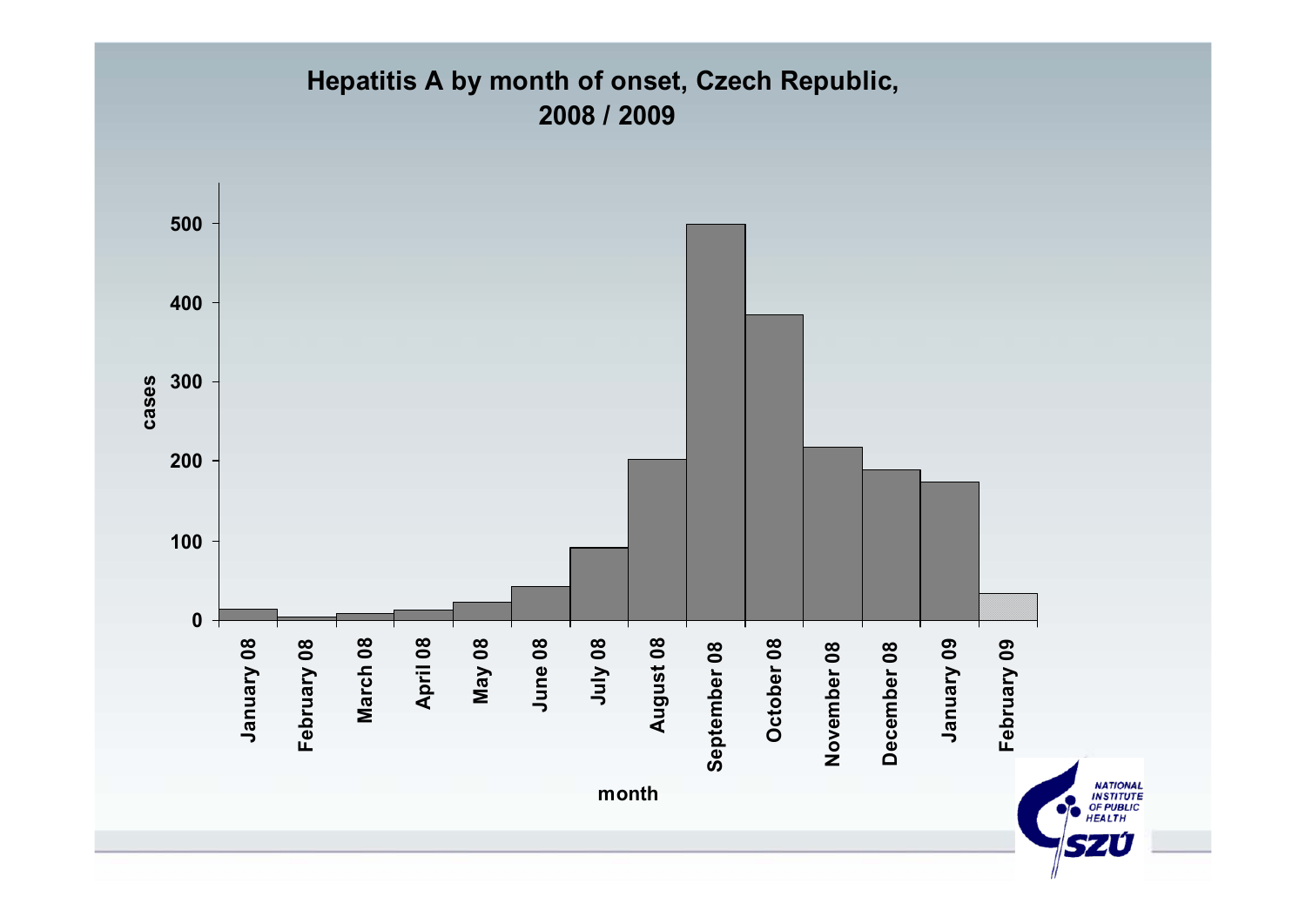## Hepatitis A by month of onset, Czech Republic, 2008 / 2009

cases

500
400
300
200
100
0

January 08, February 08, March 08, April 08, May 08, June 08, July 08, August 08, September 08, October 08, November 08, December 08, January 09, February 09

month

NATIONAL INSTITUTE OF PUBLIC HEALTH

SZÚ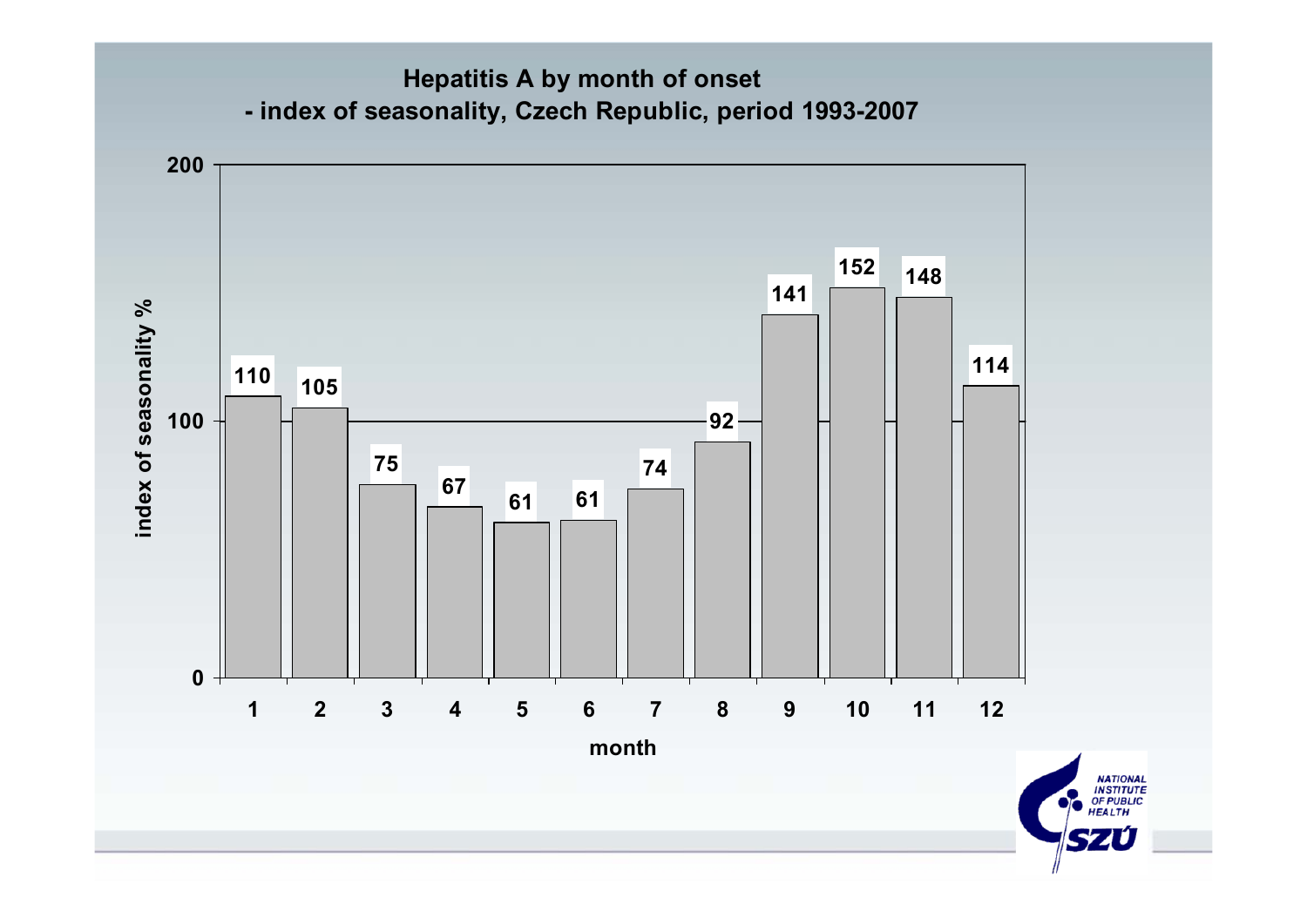## Hepatitis A by month of onset
## - index of seasonality, Czech Republic, period 1993-2007

| month | index of seasonality % |
|---|---|
| 1 | 110 |
| 2 | 105 |
| 3 | 75 |
| 4 | 67 |
| 5 | 61 |
| 6 | 61 |
| 7 | 74 |
| 8 | 92 |
| 9 | 141 |
| 10 | 152 |
| 11 | 148 |
| 12 | 114 |

NATIONAL INSTITUTE OF PUBLIC HEALTH SZÚ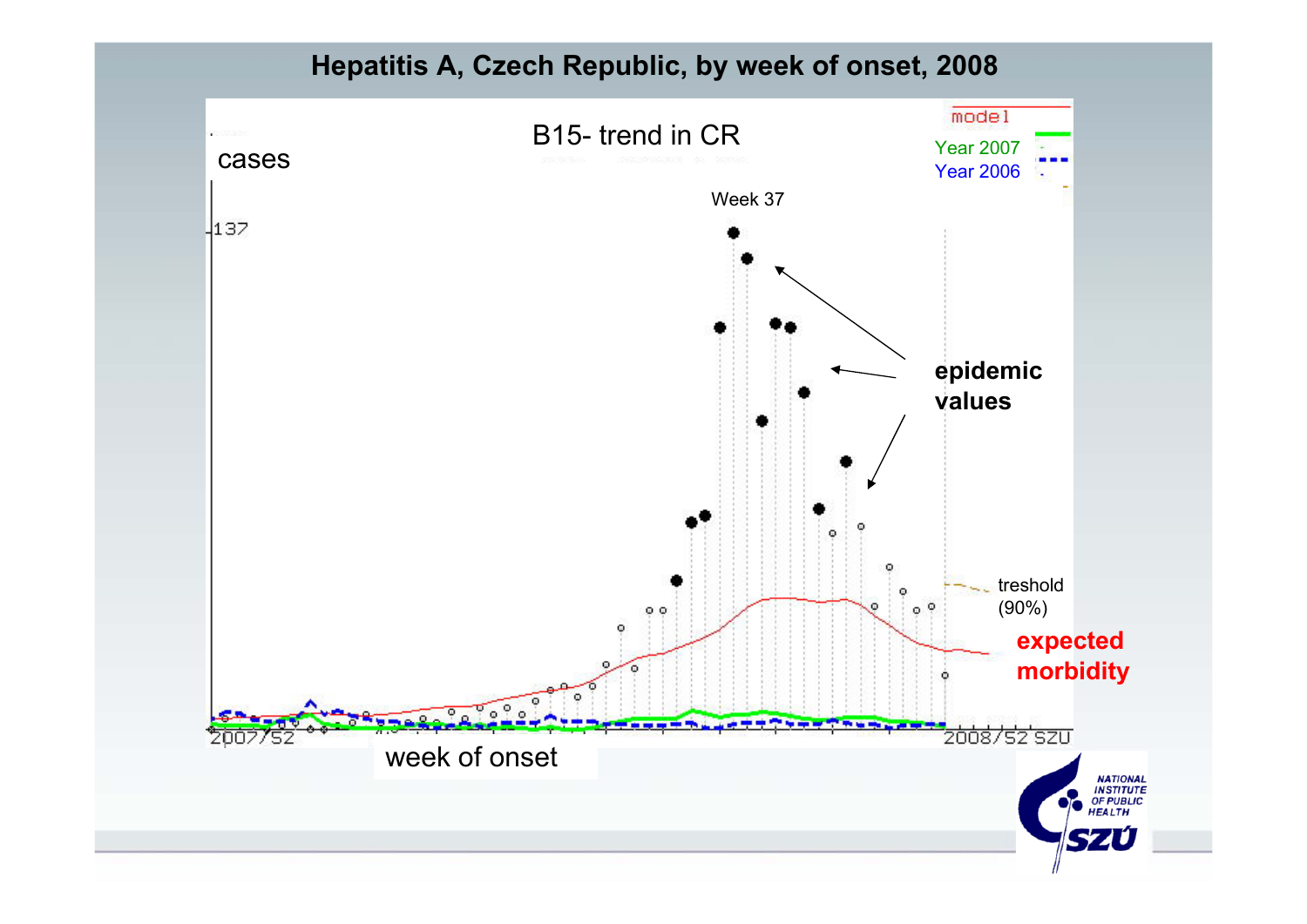# Hepatitis A, Czech Republic, by week of onset, 2008

B15- trend in CR

cases

137

Week 37

model

Year 2007

Year 2006

epidemic values

treshold (90%)

expected morbidity

2007/52

2008/52 SZU

week of onset

NATIONAL INSTITUTE OF PUBLIC HEALTH

SZÚ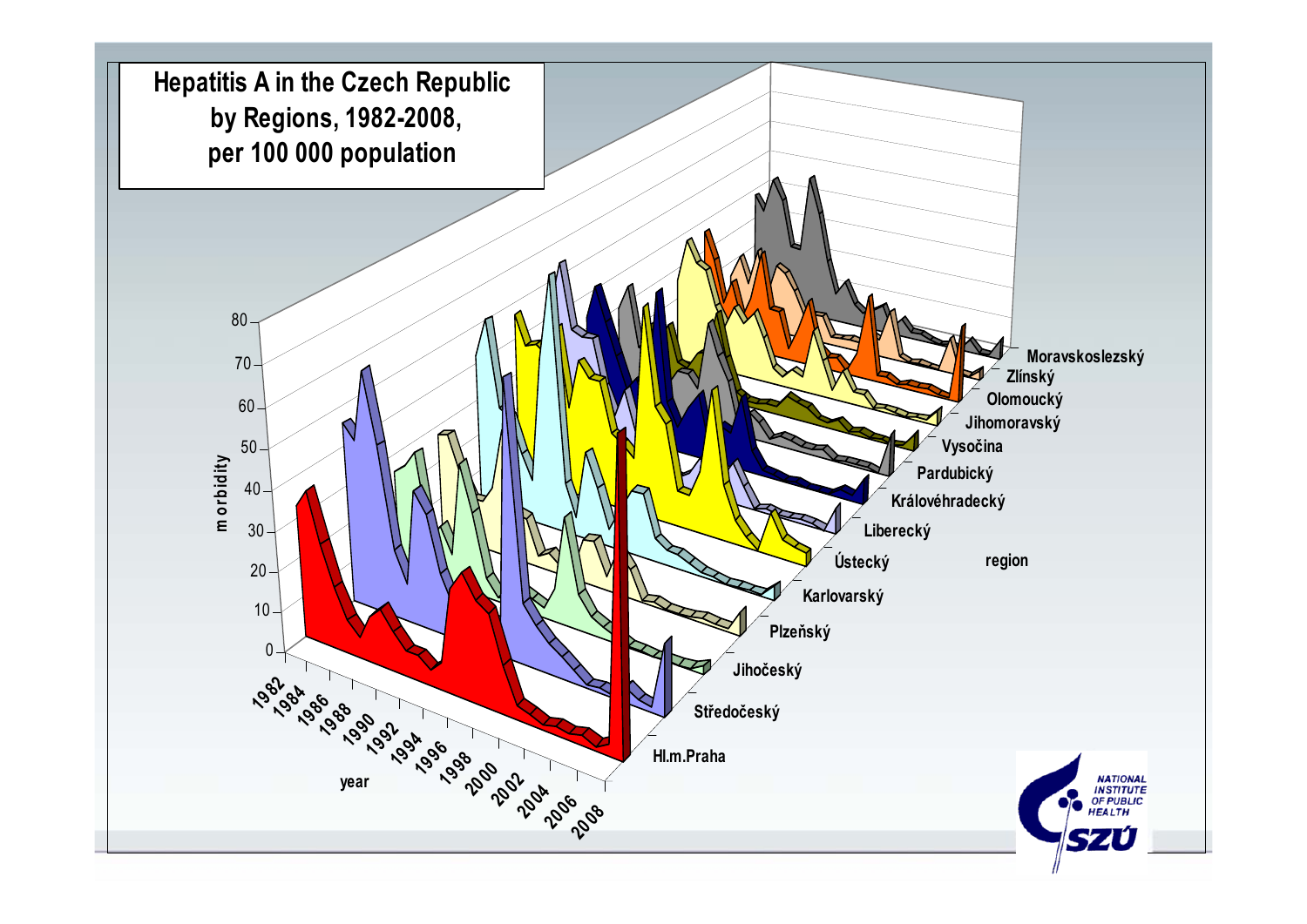# Hepatitis A in the Czech Republic by Regions, 1982-2008, per 100 000 population

morbidity: 0, 10, 20, 30, 40, 50, 60, 70, 80

year: 1982, 1984, 1986, 1988, 1990, 1992, 1994, 1996, 1998, 2000, 2002, 2004, 2006, 2008

region: Hl.m.Praha, Středočeský, Jihočeský, Plzeňský, Karlovarský, Ústecký, Liberecký, Královéhradecký, Pardubický, Vysočina, Jihomoravský, Olomoucký, Zlínský, Moravskoslezský

NATIONAL INSTITUTE OF PUBLIC HEALTH

SZÚ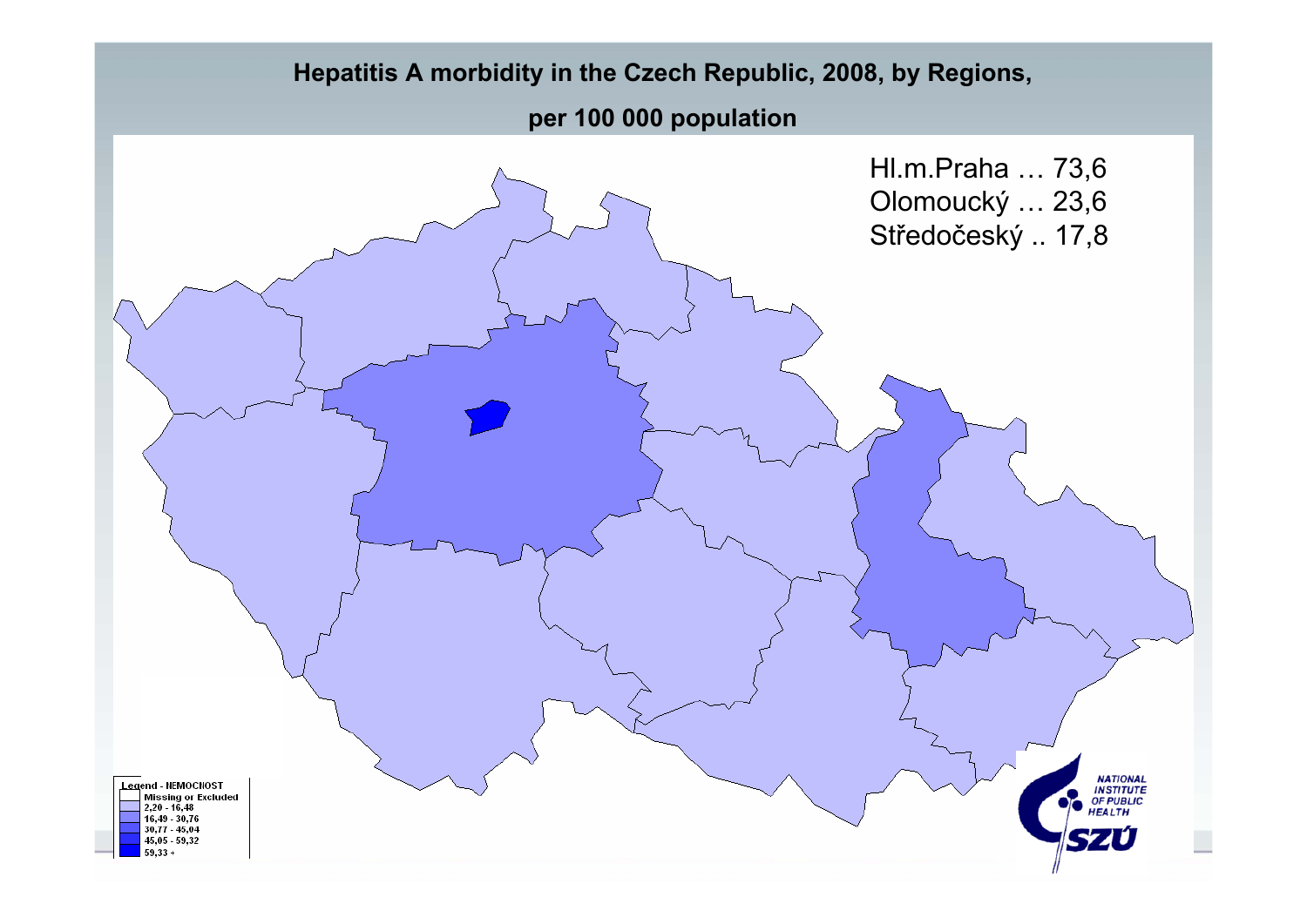# Hepatitis A morbidity in the Czech Republic, 2008, by Regions,

## per 100 000 population

Hl.m.Praha … 73,6
Olomoucký … 23,6
Středočeský .. 17,8

Legend - NEMOCNOST

- Missing or Excluded
- 2,20 - 16,48
- 16,49 - 30,76
- 30,77 - 45,04
- 45,05 - 59,32
- 59,33 +

NATIONAL INSTITUTE OF PUBLIC HEALTH

SZÚ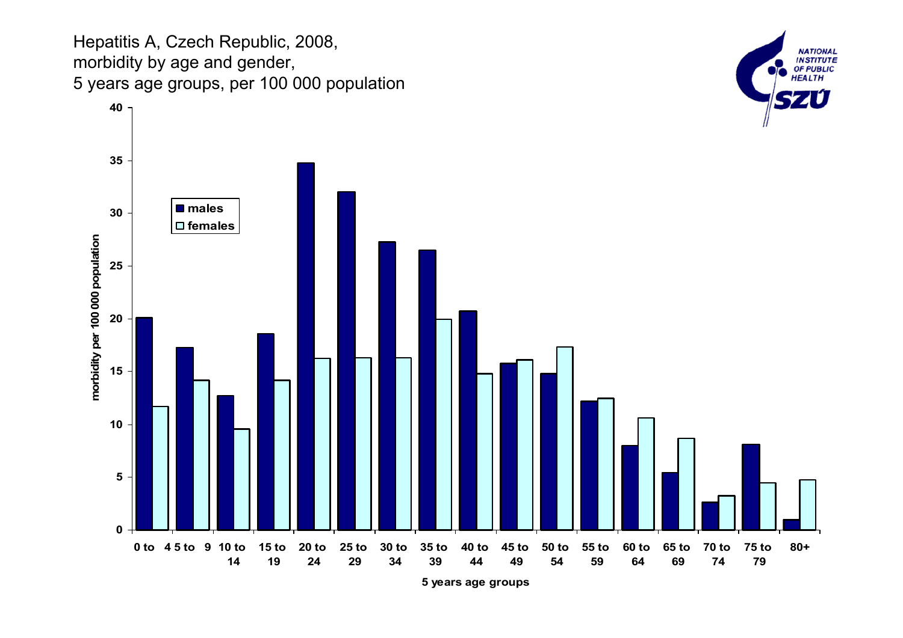Hepatitis A, Czech Republic, 2008,
morbidity by age and gender,
5 years age groups, per 100 000 population

NATIONAL INSTITUTE OF PUBLIC HEALTH
SZÚ

morbidity per 100 000 population

males
females

0 to 4 | 5 to 9 | 10 to 14 | 15 to 19 | 20 to 24 | 25 to 29 | 30 to 34 | 35 to 39 | 40 to 44 | 45 to 49 | 50 to 54 | 55 to 59 | 60 to 64 | 65 to 69 | 70 to 74 | 75 to 79 | 80+

5 years age groups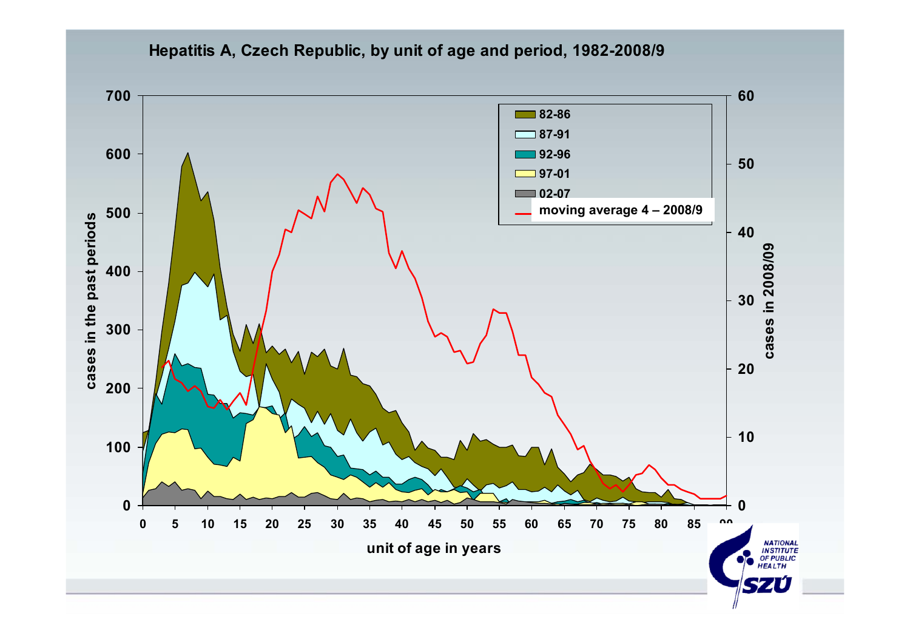Hepatitis A, Czech Republic, by unit of age and period, 1982-2008/9

cases in the past periods

cases in 2008/09

unit of age in years

82-86

87-91

92-96

97-01

02-07

moving average 4 – 2008/9

NATIONAL INSTITUTE OF PUBLIC HEALTH

SZÚ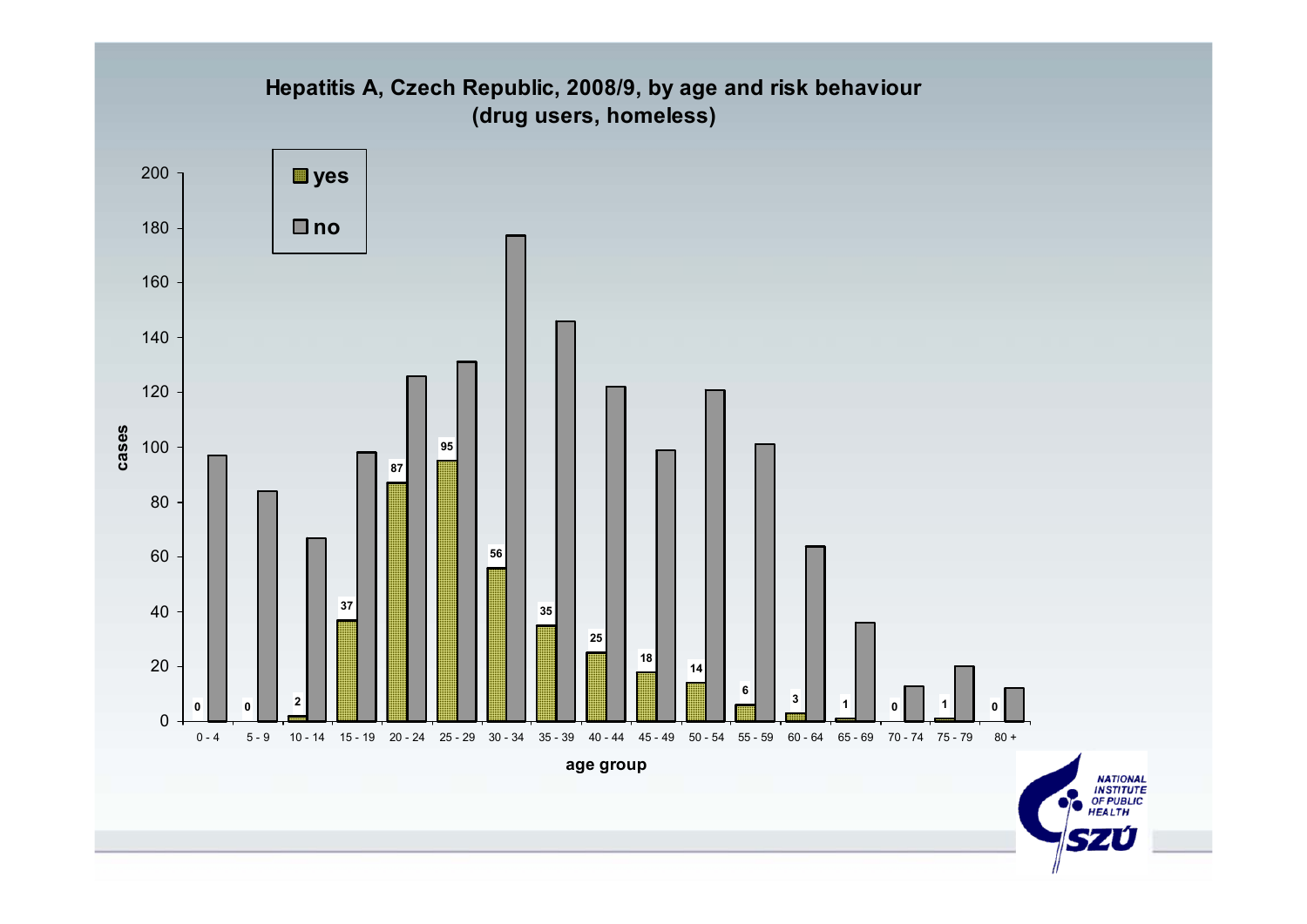**Hepatitis A, Czech Republic, 2008/9, by age and risk behaviour (drug users, homeless)**

| age group | yes | no |
|---|---|---|
| 0 - 4 | 0 | 97 |
| 5 - 9 | 0 | 84 |
| 10 - 14 | 2 | 67 |
| 15 - 19 | 37 | 98 |
| 20 - 24 | 87 | 126 |
| 25 - 29 | 95 | 131 |
| 30 - 34 | 56 | 177 |
| 35 - 39 | 35 | 146 |
| 40 - 44 | 25 | 122 |
| 45 - 49 | 18 | 99 |
| 50 - 54 | 14 | 121 |
| 55 - 59 | 6 | 101 |
| 60 - 64 | 3 | 64 |
| 65 - 69 | 1 | 36 |
| 70 - 74 | 0 | 13 |
| 75 - 79 | 1 | 20 |
| 80 + | 0 | 12 |

cases / age group

NATIONAL INSTITUTE OF PUBLIC HEALTH
SZÚ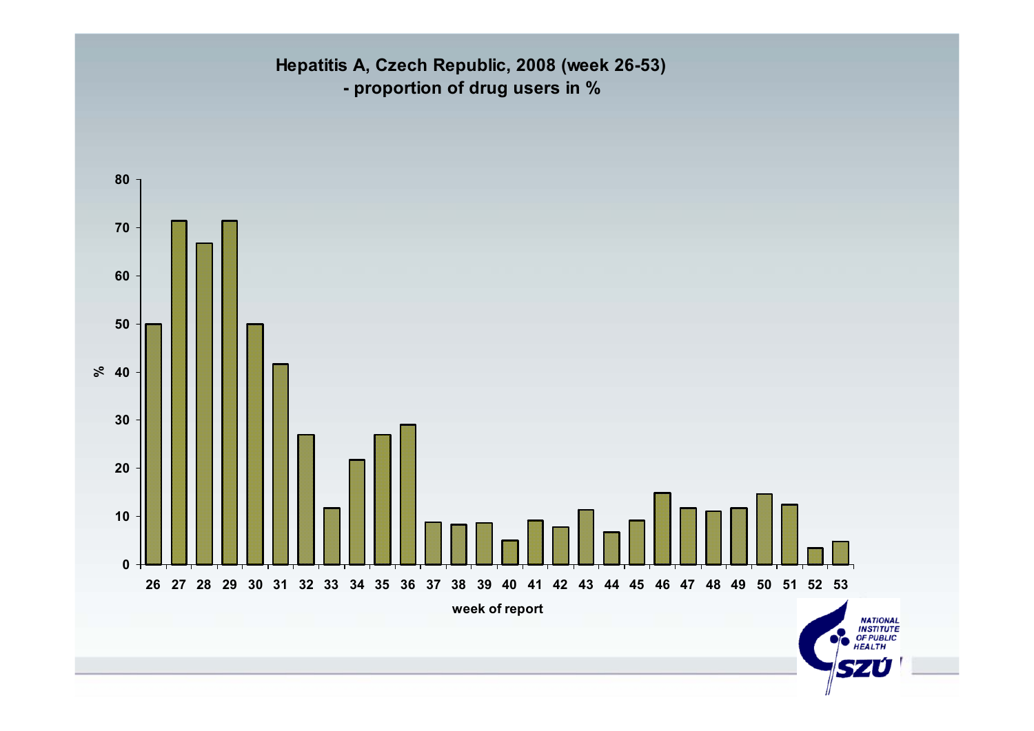## Hepatitis A, Czech Republic, 2008 (week 26-53)
## - proportion of drug users in %

| week of report | % |
|---|---|
| 26 | 50 |
| 27 | 71.4 |
| 28 | 66.7 |
| 29 | 71.4 |
| 30 | 50 |
| 31 | 41.7 |
| 32 | 27 |
| 33 | 11.8 |
| 34 | 21.8 |
| 35 | 27 |
| 36 | 29 |
| 37 | 8.8 |
| 38 | 8.3 |
| 39 | 8.6 |
| 40 | 5 |
| 41 | 9.1 |
| 42 | 7.8 |
| 43 | 11.4 |
| 44 | 6.7 |
| 45 | 9.1 |
| 46 | 14.8 |
| 47 | 11.8 |
| 48 | 11.1 |
| 49 | 11.8 |
| 50 | 14.6 |
| 51 | 12.4 |
| 52 | 3.4 |
| 53 | 4.8 |

NATIONAL INSTITUTE OF PUBLIC HEALTH
SZÚ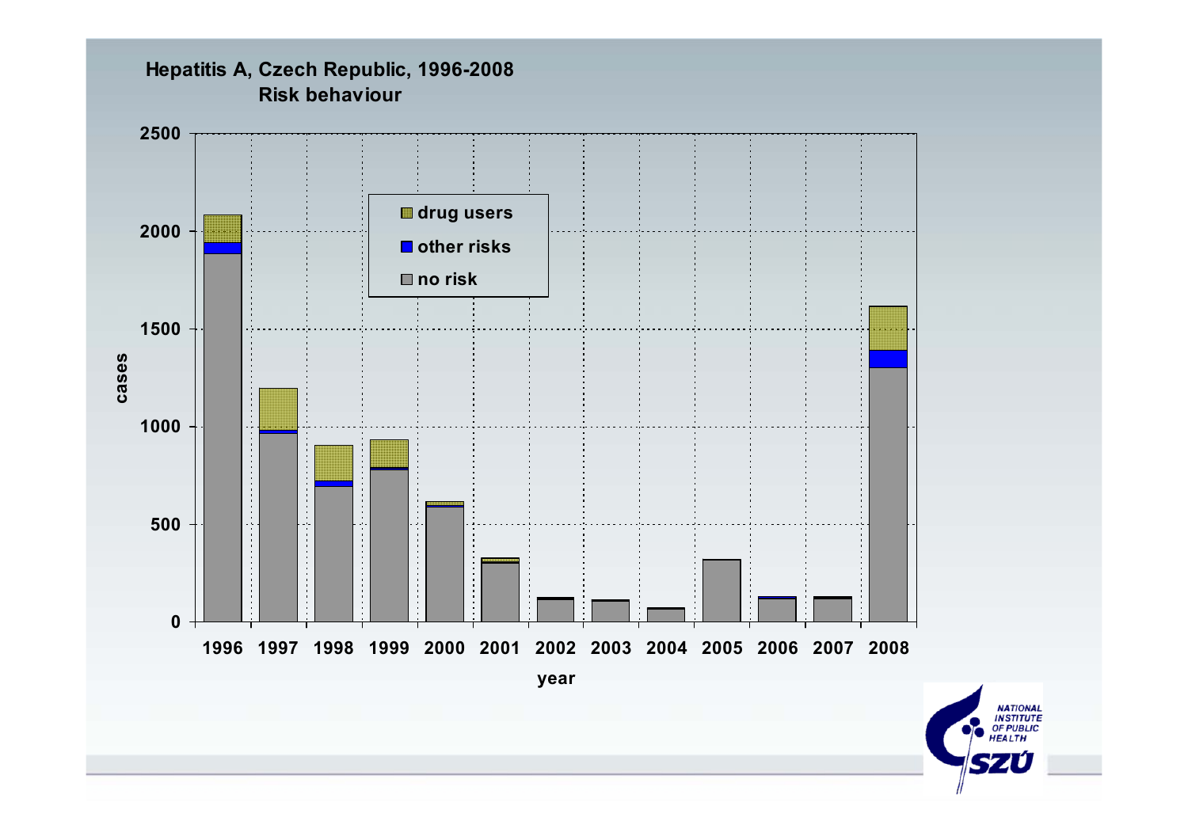**Hepatitis A, Czech Republic, 1996-2008**
**Risk behaviour**

- drug users
- other risks
- no risk

cases

2500
2000
1500
1000
500
0

1996 1997 1998 1999 2000 2001 2002 2003 2004 2005 2006 2007 2008

year

NATIONAL INSTITUTE OF PUBLIC HEALTH
SZÚ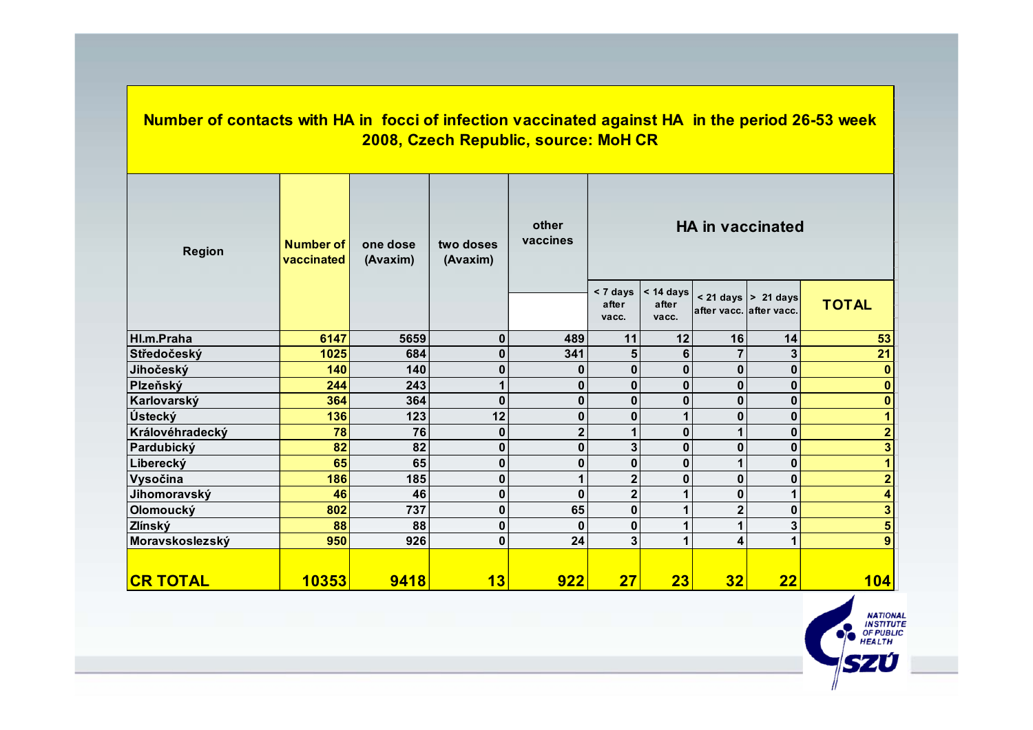**Number of contacts with HA in focci of infection vaccinated against HA in the period 26-53 week 2008, Czech Republic, source: MoH CR**

| Region | Number of vaccinated | one dose (Avaxim) | two doses (Avaxim) | other vaccines | HA in vaccinated | | | | |
|---|---|---|---|---|---|---|---|---|---|
| | | | | | < 7 days after vacc. | < 14 days after vacc. | < 21 days after vacc. | > 21 days after vacc. | TOTAL |
| Hl.m.Praha | 6147 | 5659 | 0 | 489 | 11 | 12 | 16 | 14 | 53 |
| Středočeský | 1025 | 684 | 0 | 341 | 5 | 6 | 7 | 3 | 21 |
| Jihočeský | 140 | 140 | 0 | 0 | 0 | 0 | 0 | 0 | 0 |
| Plzeňský | 244 | 243 | 1 | 0 | 0 | 0 | 0 | 0 | 0 |
| Karlovarský | 364 | 364 | 0 | 0 | 0 | 0 | 0 | 0 | 0 |
| Ústecký | 136 | 123 | 12 | 0 | 0 | 1 | 0 | 0 | 1 |
| Královéhradecký | 78 | 76 | 0 | 2 | 1 | 0 | 1 | 0 | 2 |
| Pardubický | 82 | 82 | 0 | 0 | 3 | 0 | 0 | 0 | 3 |
| Liberecký | 65 | 65 | 0 | 0 | 0 | 0 | 1 | 0 | 1 |
| Vysočina | 186 | 185 | 0 | 1 | 2 | 0 | 0 | 0 | 2 |
| Jihomoravský | 46 | 46 | 0 | 0 | 2 | 1 | 0 | 1 | 4 |
| Olomoucký | 802 | 737 | 0 | 65 | 0 | 1 | 2 | 0 | 3 |
| Zlínský | 88 | 88 | 0 | 0 | 0 | 1 | 1 | 3 | 5 |
| Moravskoslezský | 950 | 926 | 0 | 24 | 3 | 1 | 4 | 1 | 9 |
| **CR TOTAL** | **10353** | **9418** | **13** | **922** | **27** | **23** | **32** | **22** | **104** |

NATIONAL INSTITUTE OF PUBLIC HEALTH
SZÚ